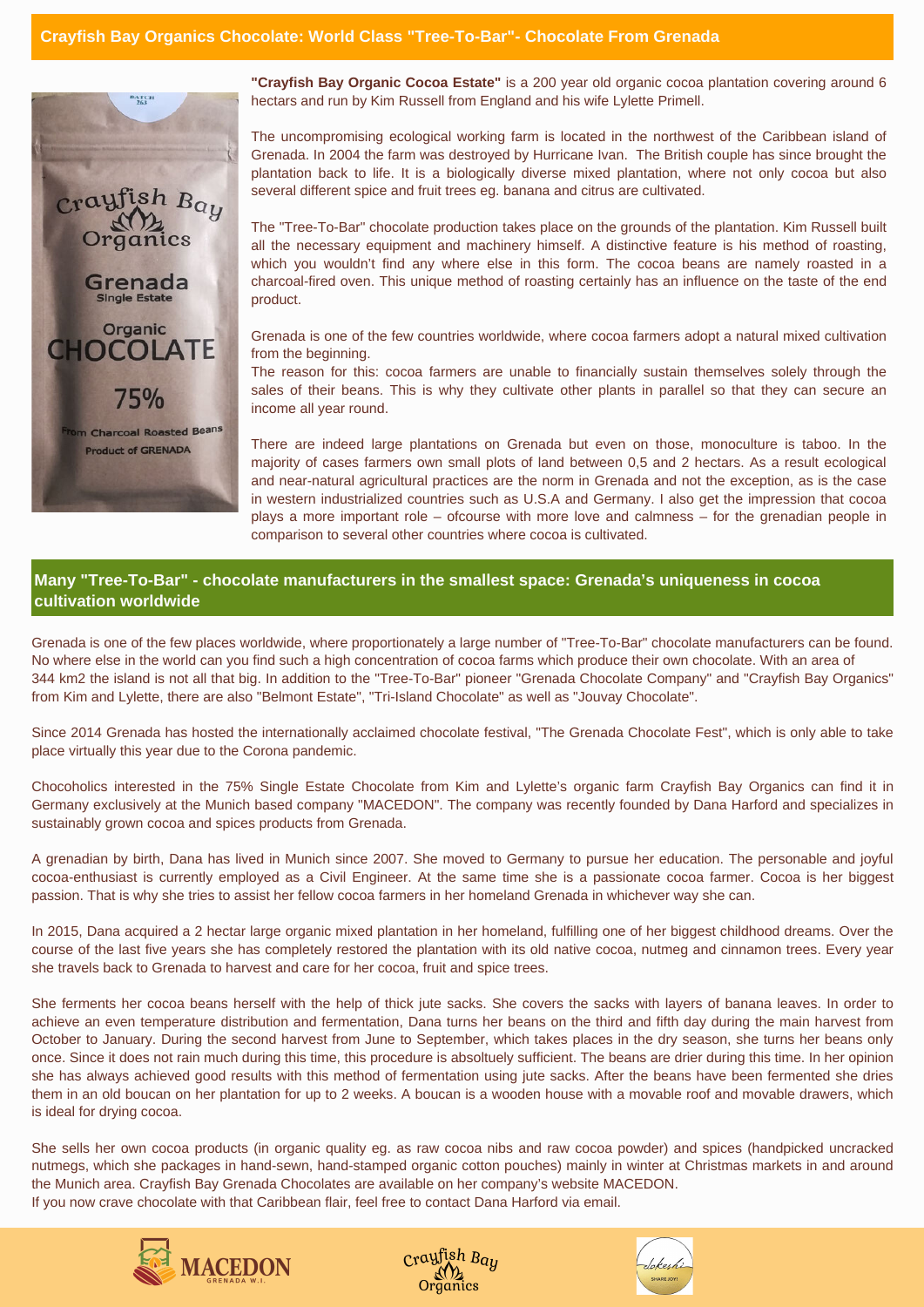## Crayfish Bay Organics Chocolate: World Class "Tree-To-Bar"- Chocolate From Grenada

**"Crayfish Bay Organic Cocoa Estate"** is a 200 year old organic cocoa plantation covering around 6 hectars and run by Kim Russell from England and his wife Lylette Primell.

The uncompromising ecological working farm is located in the northwest of the Caribbean island of Grenada. In 2004 the farm was destroyed by Hurricane Ivan. The British couple has since brought the plantation back to life. It is a biologically diverse mixed plantation, where not only cocoa but also several different spice and fruit trees eg. banana and citrus are cultivated.

The "Tree-To-Bar" chocolate production takes place on the grounds of the plantation. Kim Russell built all the necessary equipment and machinery himself. A distinctive feature is his method of roasting, which you wouldn't find any where else in this form. The cocoa beans are namely roasted in a charcoal-fired oven. This unique method of roasting certainly has an influence on the taste of the end product.

Grenada is one of the few countries worldwide, where cocoa farmers adopt a natural mixed cultivation from the beginning.
The reason for this: cocoa farmers are unable to financially sustain themselves solely through the sales of their beans. This is why they cultivate other plants in parallel so that they can secure an income all year round.

There are indeed large plantations on Grenada but even on those, monoculture is taboo. In the majority of cases farmers own small plots of land between 0,5 and 2 hectars. As a result ecological and near-natural agricultural practices are the norm in Grenada and not the exception, as is the case in western industrialized countries such as U.S.A and Germany. I also get the impression that cocoa plays a more important role – ofcourse with more love and calmness – for the grenadian people in comparison to several other countries where cocoa is cultivated.

## Many "Tree-To-Bar" - chocolate manufacturers in the smallest space: Grenada's uniqueness in cocoa cultivation worldwide

Grenada is one of the few places worldwide, where proportionately a large number of "Tree-To-Bar" chocolate manufacturers can be found. No where else in the world can you find such a high concentration of cocoa farms which produce their own chocolate. With an area of 344 km2 the island is not all that big. In addition to the "Tree-To-Bar" pioneer "Grenada Chocolate Company" and "Crayfish Bay Organics" from Kim and Lylette, there are also "Belmont Estate", "Tri-Island Chocolate" as well as "Jouvay Chocolate".

Since 2014 Grenada has hosted the internationally acclaimed chocolate festival, "The Grenada Chocolate Fest", which is only able to take place virtually this year due to the Corona pandemic.

Chocoholics interested in the 75% Single Estate Chocolate from Kim and Lylette's organic farm Crayfish Bay Organics can find it in Germany exclusively at the Munich based company "MACEDON". The company was recently founded by Dana Harford and specializes in sustainably grown cocoa and spices products from Grenada.

A grenadian by birth, Dana has lived in Munich since 2007. She moved to Germany to pursue her education. The personable and joyful cocoa-enthusiast is currently employed as a Civil Engineer. At the same time she is a passionate cocoa farmer. Cocoa is her biggest passion. That is why she tries to assist her fellow cocoa farmers in her homeland Grenada in whichever way she can.

In 2015, Dana acquired a 2 hectar large organic mixed plantation in her homeland, fulfilling one of her biggest childhood dreams. Over the course of the last five years she has completely restored the plantation with its old native cocoa, nutmeg and cinnamon trees. Every year she travels back to Grenada to harvest and care for her cocoa, fruit and spice trees.

She ferments her cocoa beans herself with the help of thick jute sacks. She covers the sacks with layers of banana leaves. In order to achieve an even temperature distribution and fermentation, Dana turns her beans on the third and fifth day during the main harvest from October to January. During the second harvest from June to September, which takes places in the dry season, she turns her beans only once. Since it does not rain much during this time, this procedure is absoltuely sufficient. The beans are drier during this time. In her opinion she has always achieved good results with this method of fermentation using jute sacks. After the beans have been fermented she dries them in an old boucan on her plantation for up to 2 weeks. A boucan is a wooden house with a movable roof and movable drawers, which is ideal for drying cocoa.

She sells her own cocoa products (in organic quality eg. as raw cocoa nibs and raw cocoa powder) and spices (handpicked uncracked nutmegs, which she packages in hand-sewn, hand-stamped organic cotton pouches) mainly in winter at Christmas markets in and around the Munich area. Crayfish Bay Grenada Chocolates are available on her company's website MACEDON.
If you now crave chocolate with that Caribbean flair, feel free to contact Dana Harford via email.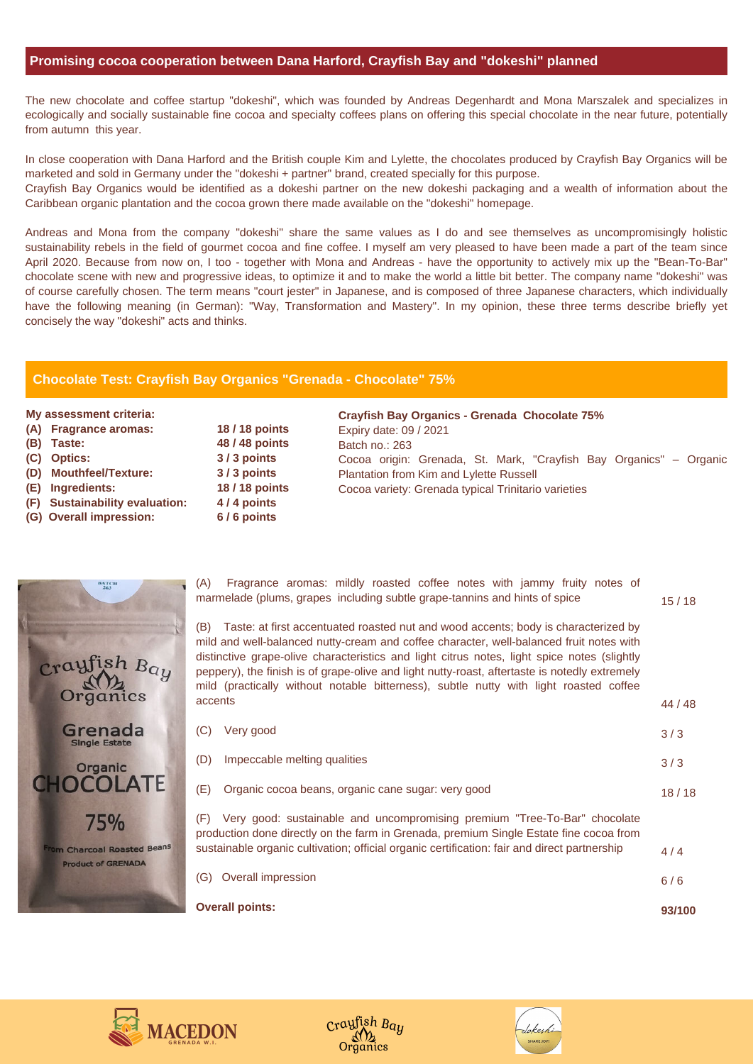## Promising cocoa cooperation between Dana Harford, Crayfish Bay and "dokeshi" planned

The new chocolate and coffee startup "dokeshi", which was founded by Andreas Degenhardt and Mona Marszalek and specializes in ecologically and socially sustainable fine cocoa and specialty coffees plans on offering this special chocolate in the near future, potentially from autumn this year.

In close cooperation with Dana Harford and the British couple Kim and Lylette, the chocolates produced by Crayfish Bay Organics will be marketed and sold in Germany under the "dokeshi + partner" brand, created specially for this purpose.
Crayfish Bay Organics would be identified as a dokeshi partner on the new dokeshi packaging and a wealth of information about the Caribbean organic plantation and the cocoa grown there made available on the "dokeshi" homepage.

Andreas and Mona from the company "dokeshi" share the same values as I do and see themselves as uncompromisingly holistic sustainability rebels in the field of gourmet cocoa and fine coffee. I myself am very pleased to have been made a part of the team since April 2020. Because from now on, I too - together with Mona and Andreas - have the opportunity to actively mix up the "Bean-To-Bar" chocolate scene with new and progressive ideas, to optimize it and to make the world a little bit better. The company name "dokeshi" was of course carefully chosen. The term means "court jester" in Japanese, and is composed of three Japanese characters, which individually have the following meaning (in German): "Way, Transformation and Mastery". In my opinion, these three terms describe briefly yet concisely the way "dokeshi" acts and thinks.

## Chocolate Test: Crayfish Bay Organics "Grenada - Chocolate" 75%

**My assessment criteria:**

| Criterion | Points |
|---|---|
| **(A) Fragrance aromas:** | **18 / 18 points** |
| **(B) Taste:** | **48 / 48 points** |
| **(C) Optics:** | **3 / 3 points** |
| **(D) Mouthfeel/Texture:** | **3 / 3 points** |
| **(E) Ingredients:** | **18 / 18 points** |
| **(F) Sustainability evaluation:** | **4 / 4 points** |
| **(G) Overall impression:** | **6 / 6 points** |

**Crayfish Bay Organics - Grenada Chocolate 75%**
Expiry date: 09 / 2021
Batch no.: 263
Cocoa origin: Grenada, St. Mark, "Crayfish Bay Organics" – Organic Plantation from Kim and Lylette Russell
Cocoa variety: Grenada typical Trinitario varieties

| Assessment | Points |
|---|---|
| (A) Fragrance aromas: mildly roasted coffee notes with jammy fruity notes of marmelade (plums, grapes including subtle grape-tannins and hints of spice | 15 / 18 |
| (B) Taste: at first accentuated roasted nut and wood accents; body is characterized by mild and well-balanced nutty-cream and coffee character, well-balanced fruit notes with distinctive grape-olive characteristics and light citrus notes, light spice notes (slightly peppery), the finish is of grape-olive and light nutty-roast, aftertaste is notedly extremely mild (practically without notable bitterness), subtle nutty with light roasted coffee accents | 44 / 48 |
| (C) Very good | 3 / 3 |
| (D) Impeccable melting qualities | 3 / 3 |
| (E) Organic cocoa beans, organic cane sugar: very good | 18 / 18 |
| (F) Very good: sustainable and uncompromising premium "Tree-To-Bar" chocolate production done directly on the farm in Grenada, premium Single Estate fine cocoa from sustainable organic cultivation; official organic certification: fair and direct partnership | 4 / 4 |
| (G) Overall impression | 6 / 6 |
| **Overall points:** | **93/100** |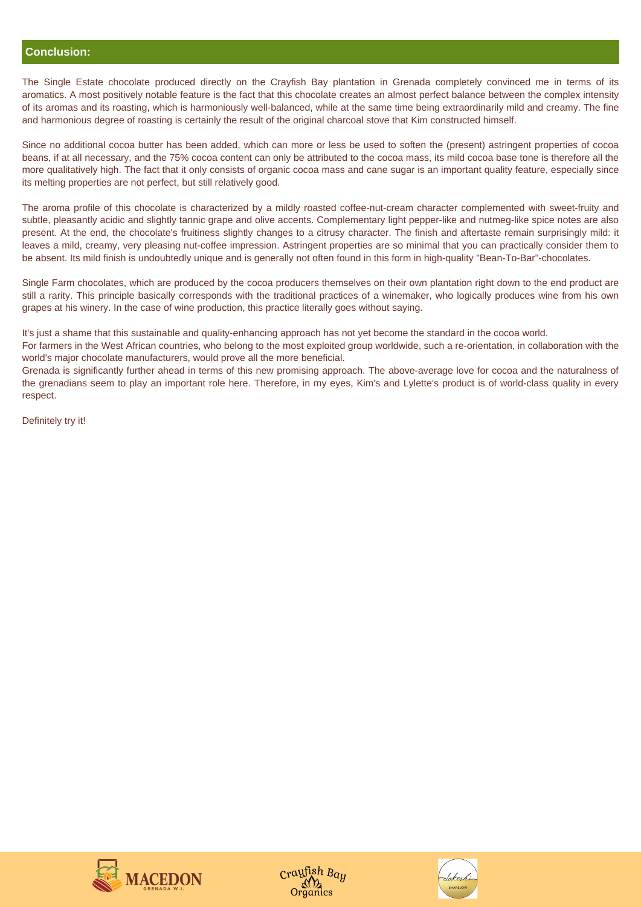## Conclusion:

The Single Estate chocolate produced directly on the Crayfish Bay plantation in Grenada completely convinced me in terms of its aromatics. A most positively notable feature is the fact that this chocolate creates an almost perfect balance between the complex intensity of its aromas and its roasting, which is harmoniously well-balanced, while at the same time being extraordinarily mild and creamy. The fine and harmonious degree of roasting is certainly the result of the original charcoal stove that Kim constructed himself.

Since no additional cocoa butter has been added, which can more or less be used to soften the (present) astringent properties of cocoa beans, if at all necessary, and the 75% cocoa content can only be attributed to the cocoa mass, its mild cocoa base tone is therefore all the more qualitatively high. The fact that it only consists of organic cocoa mass and cane sugar is an important quality feature, especially since its melting properties are not perfect, but still relatively good.

The aroma profile of this chocolate is characterized by a mildly roasted coffee-nut-cream character complemented with sweet-fruity and subtle, pleasantly acidic and slightly tannic grape and olive accents. Complementary light pepper-like and nutmeg-like spice notes are also present. At the end, the chocolate's fruitiness slightly changes to a citrusy character. The finish and aftertaste remain surprisingly mild: it leaves a mild, creamy, very pleasing nut-coffee impression. Astringent properties are so minimal that you can practically consider them to be absent. Its mild finish is undoubtedly unique and is generally not often found in this form in high-quality "Bean-To-Bar"-chocolates.

Single Farm chocolates, which are produced by the cocoa producers themselves on their own plantation right down to the end product are still a rarity. This principle basically corresponds with the traditional practices of a winemaker, who logically produces wine from his own grapes at his winery. In the case of wine production, this practice literally goes without saying.

It's just a shame that this sustainable and quality-enhancing approach has not yet become the standard in the cocoa world.
For farmers in the West African countries, who belong to the most exploited group worldwide, such a re-orientation, in collaboration with the world's major chocolate manufacturers, would prove all the more beneficial.
Grenada is significantly further ahead in terms of this new promising approach. The above-average love for cocoa and the naturalness of the grenadians seem to play an important role here. Therefore, in my eyes, Kim's and Lylette's product is of world-class quality in every respect.

Definitely try it!

MACEDON GRENADA W.I.

Crayfish Bay Organics

Jokeshi SHARE JOY!